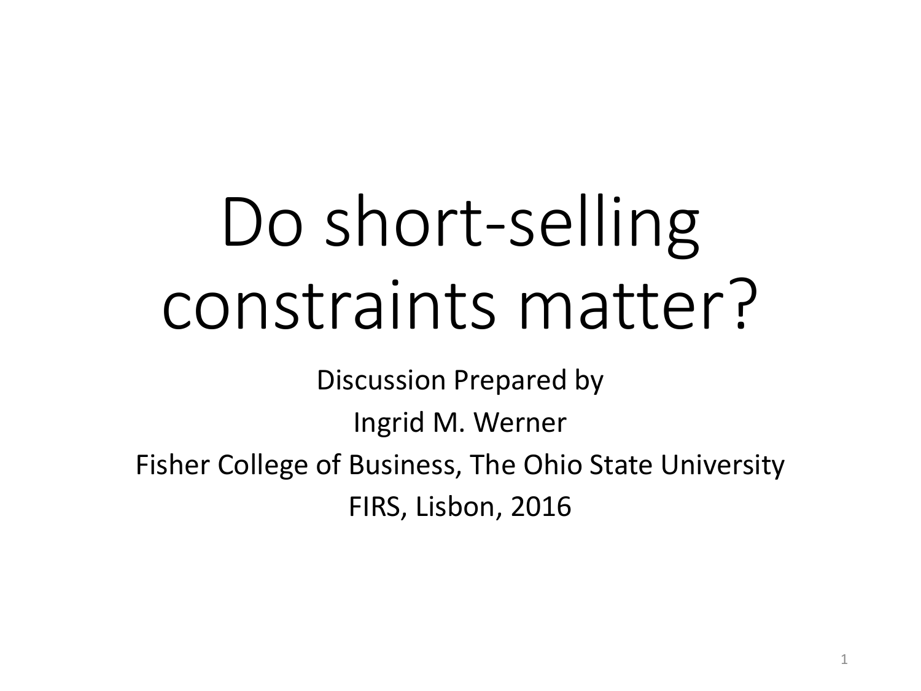# Do short-selling constraints matter?

Discussion Prepared by

Ingrid M. Werner

Fisher College of Business, The Ohio State University

FIRS, Lisbon, 2016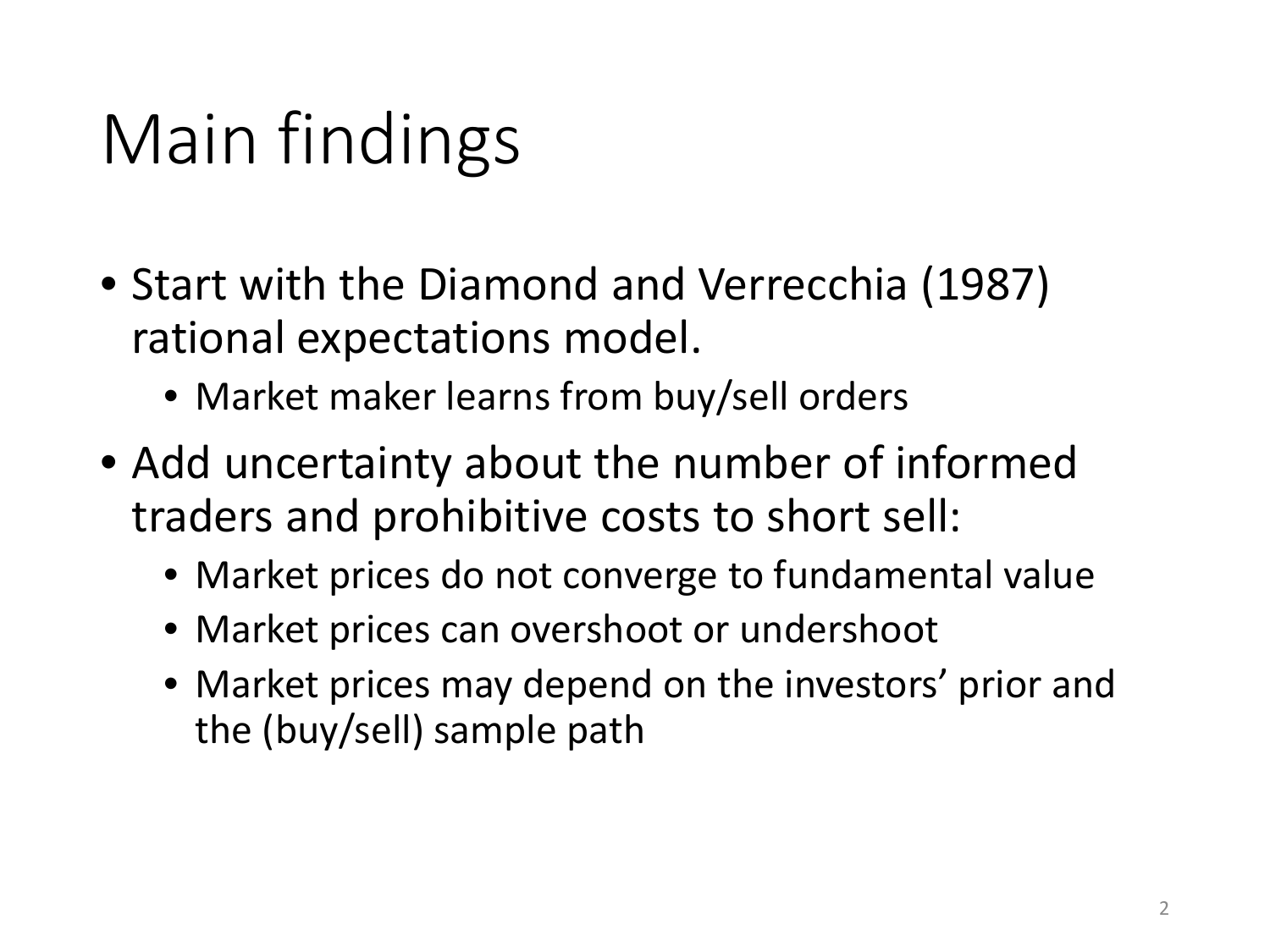# Main findings

- Start with the Diamond and Verrecchia (1987) rational expectations model.
  - Market maker learns from buy/sell orders
- Add uncertainty about the number of informed traders and prohibitive costs to short sell:
  - Market prices do not converge to fundamental value
  - Market prices can overshoot or undershoot
  - Market prices may depend on the investors' prior and the (buy/sell) sample path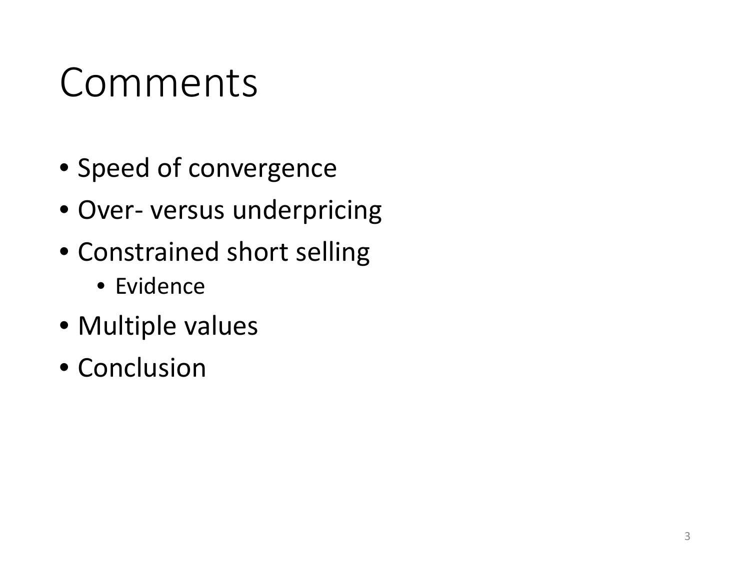# Comments

- Speed of convergence
- Over- versus underpricing
- Constrained short selling
  - Evidence
- Multiple values
- Conclusion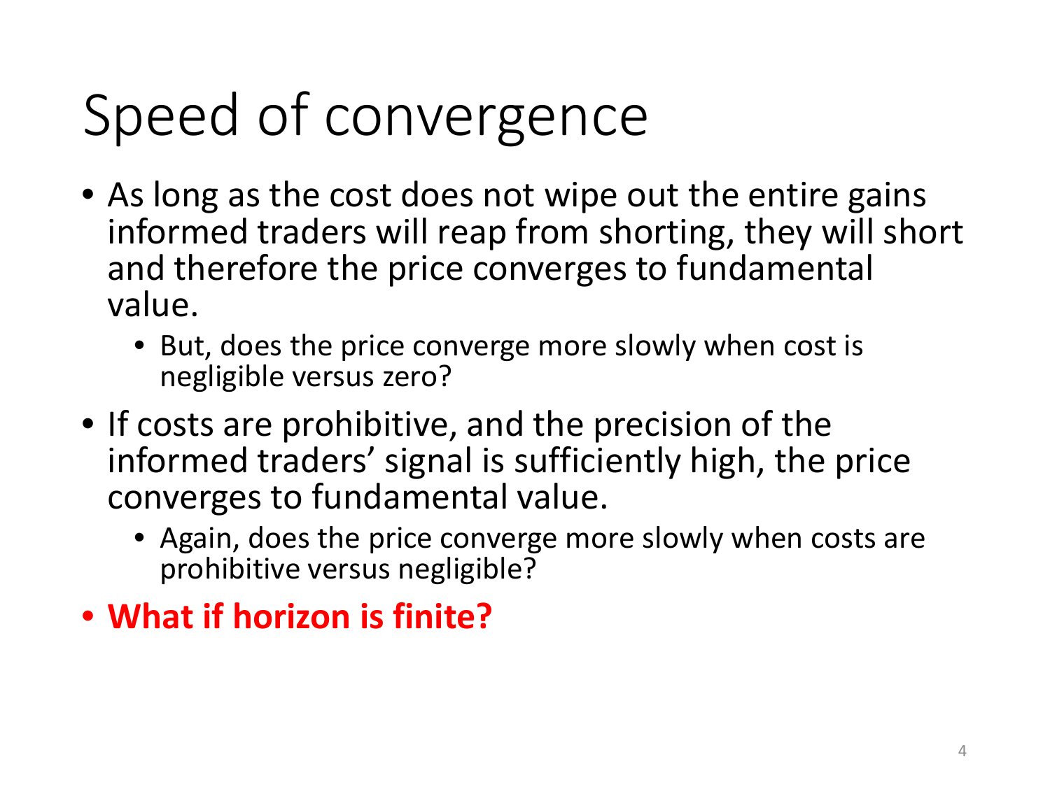# Speed of convergence

- As long as the cost does not wipe out the entire gains informed traders will reap from shorting, they will short and therefore the price converges to fundamental value.
  - But, does the price converge more slowly when cost is negligible versus zero?
- If costs are prohibitive, and the precision of the informed traders' signal is sufficiently high, the price converges to fundamental value.
  - Again, does the price converge more slowly when costs are prohibitive versus negligible?
- **What if horizon is finite?**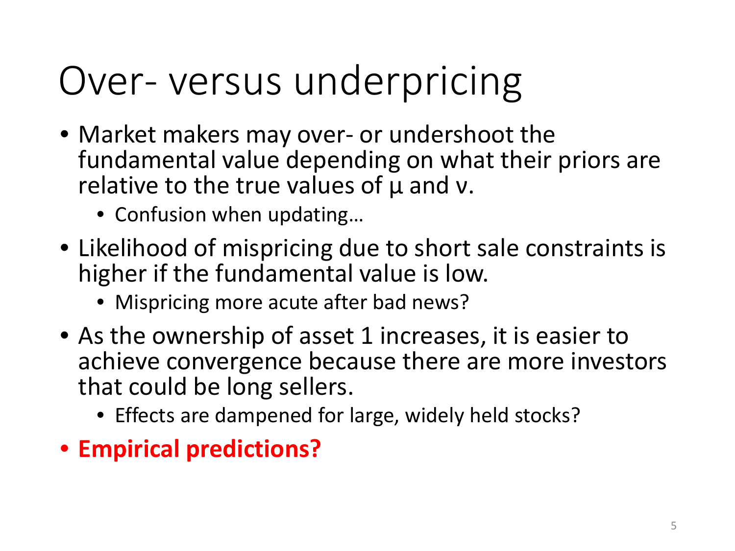# Over- versus underpricing

- Market makers may over- or undershoot the fundamental value depending on what their priors are relative to the true values of $\mu$ and $\nu$.
  - Confusion when updating…
- Likelihood of mispricing due to short sale constraints is higher if the fundamental value is low.
  - Mispricing more acute after bad news?
- As the ownership of asset 1 increases, it is easier to achieve convergence because there are more investors that could be long sellers.
  - Effects are dampened for large, widely held stocks?
- **Empirical predictions?**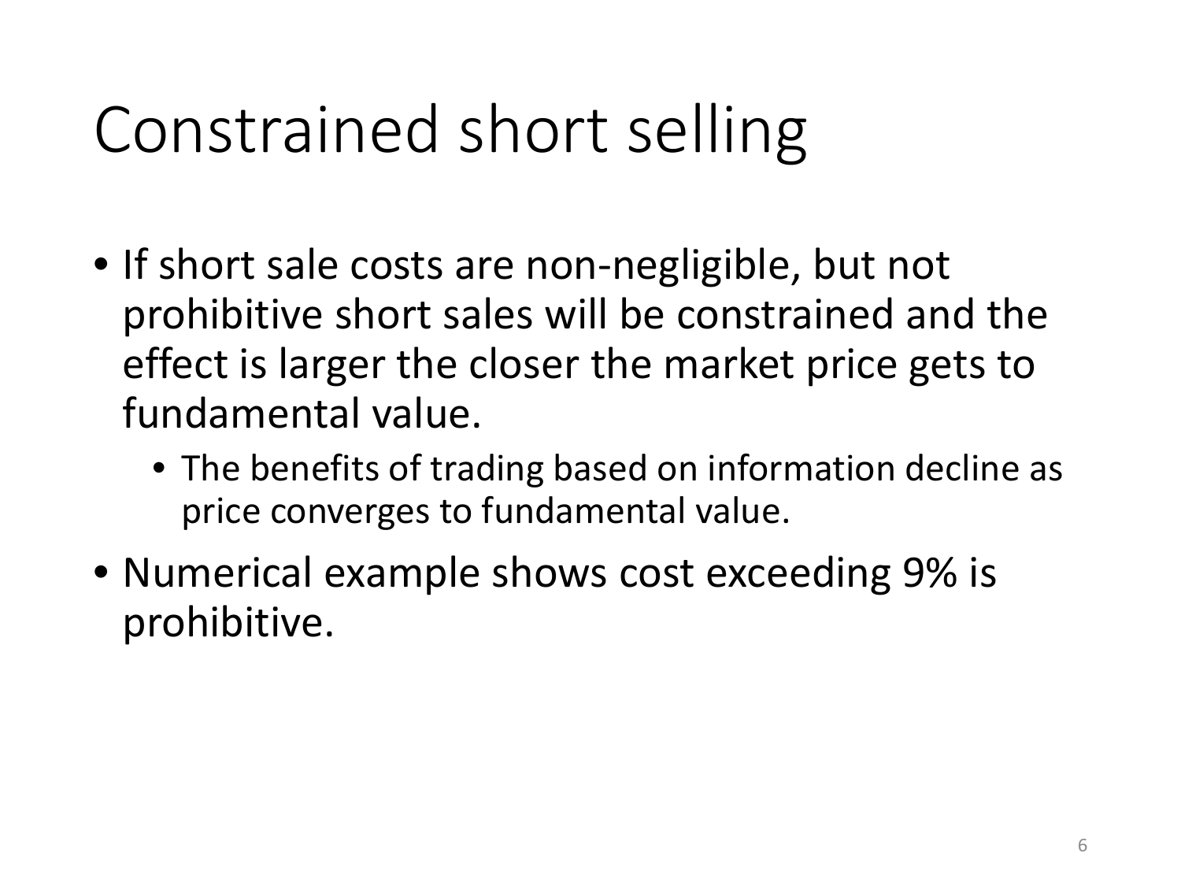# Constrained short selling

- If short sale costs are non-negligible, but not prohibitive short sales will be constrained and the effect is larger the closer the market price gets to fundamental value.
  - The benefits of trading based on information decline as price converges to fundamental value.
- Numerical example shows cost exceeding 9% is prohibitive.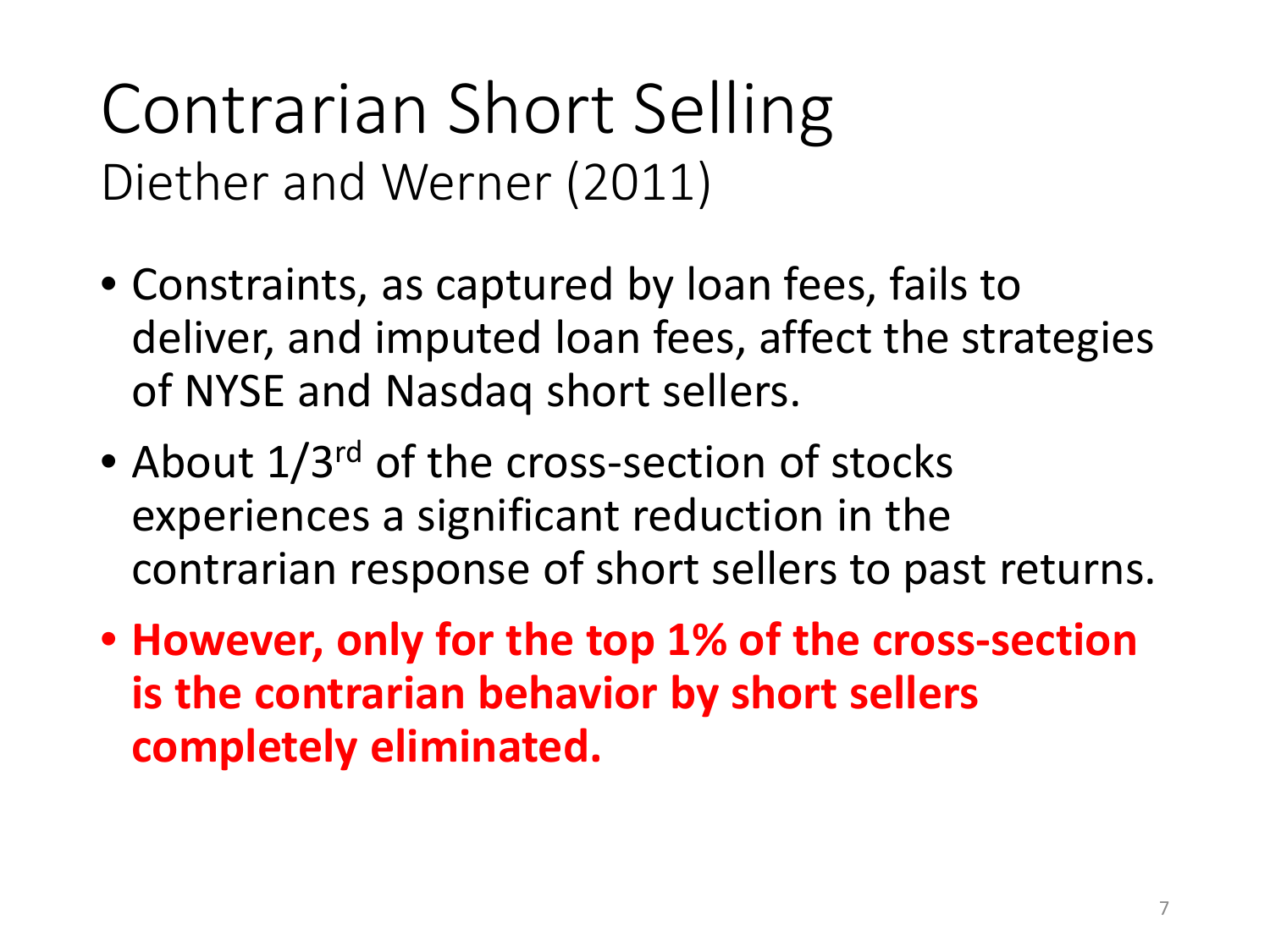# Contrarian Short Selling

## Diether and Werner (2011)

- Constraints, as captured by loan fees, fails to deliver, and imputed loan fees, affect the strategies of NYSE and Nasdaq short sellers.
- About 1/3rd of the cross-section of stocks experiences a significant reduction in the contrarian response of short sellers to past returns.
- **However, only for the top 1% of the cross-section is the contrarian behavior by short sellers completely eliminated.**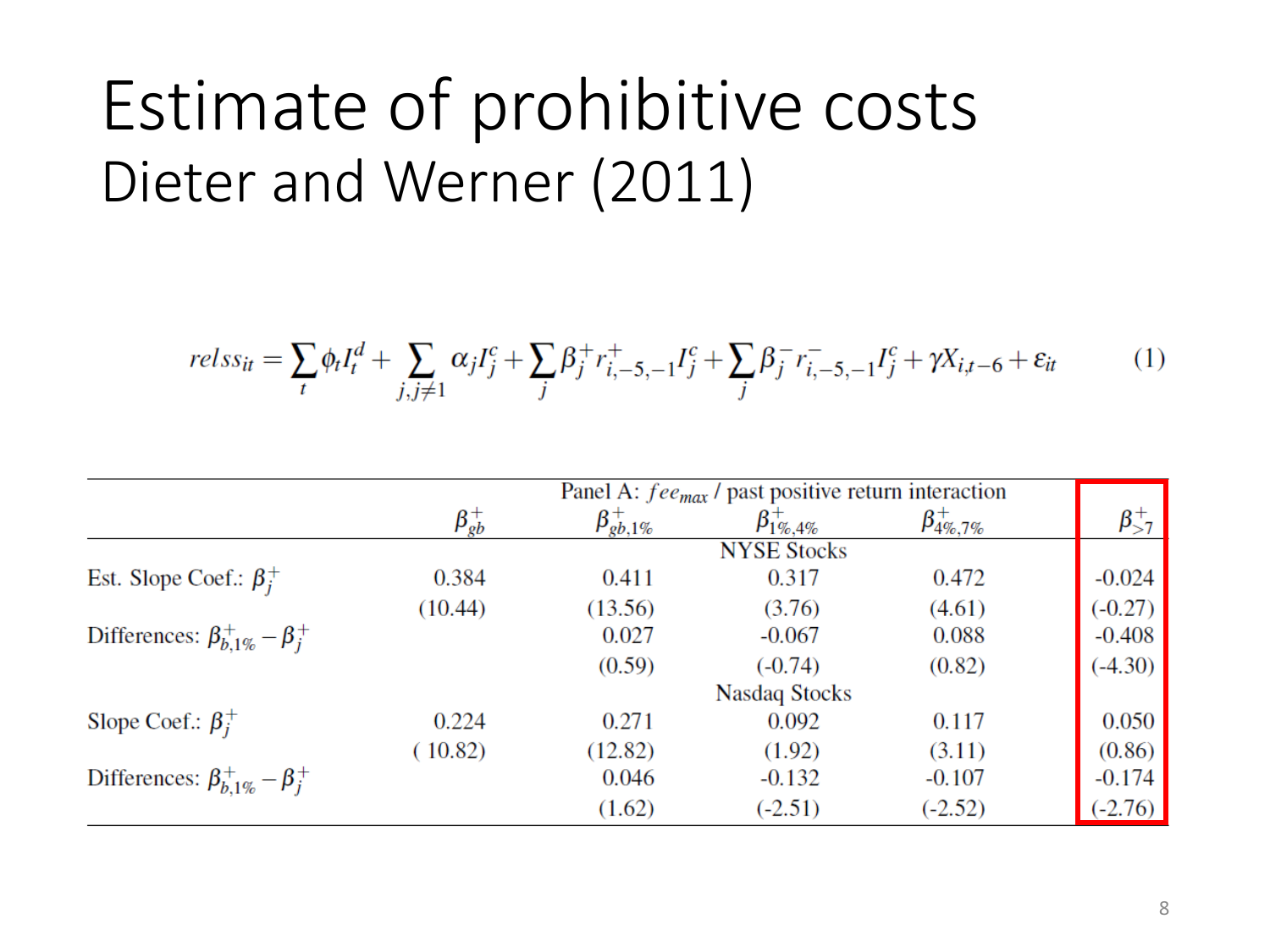# Estimate of prohibitive costs

## Dieter and Werner (2011)

$$relss_{it} = \sum_t \phi_t I_t^d + \sum_{j,j \neq 1} \alpha_j I_j^c + \sum_j \beta_j^+ r_{i,-5,-1}^+ I_j^c + \sum_j \beta_j^- r_{i,-5,-1}^- I_j^c + \gamma X_{i,t-6} + \varepsilon_{it} \qquad (1)$$

| | Panel A: $fee_{max}$ / past positive return interaction | | | | |
|---|---|---|---|---|---|
| | $\beta_{gb}^+$ | $\beta_{gb,1\%}^+$ | $\beta_{1\%,4\%}^+$ | $\beta_{4\%,7\%}^+$ | $\beta_{>7}^+$ |
| | | | NYSE Stocks | | |
| Est. Slope Coef.: $\beta_j^+$ | 0.384 | 0.411 | 0.317 | 0.472 | -0.024 |
| | (10.44) | (13.56) | (3.76) | (4.61) | (-0.27) |
| Differences: $\beta_{b,1\%}^+ - \beta_j^+$ | | 0.027 | -0.067 | 0.088 | -0.408 |
| | | (0.59) | (-0.74) | (0.82) | (-4.30) |
| | | | Nasdaq Stocks | | |
| Slope Coef.: $\beta_j^+$ | 0.224 | 0.271 | 0.092 | 0.117 | 0.050 |
| | (10.82) | (12.82) | (1.92) | (3.11) | (0.86) |
| Differences: $\beta_{b,1\%}^+ - \beta_j^+$ | | 0.046 | -0.132 | -0.107 | -0.174 |
| | | (1.62) | (-2.51) | (-2.52) | (-2.76) |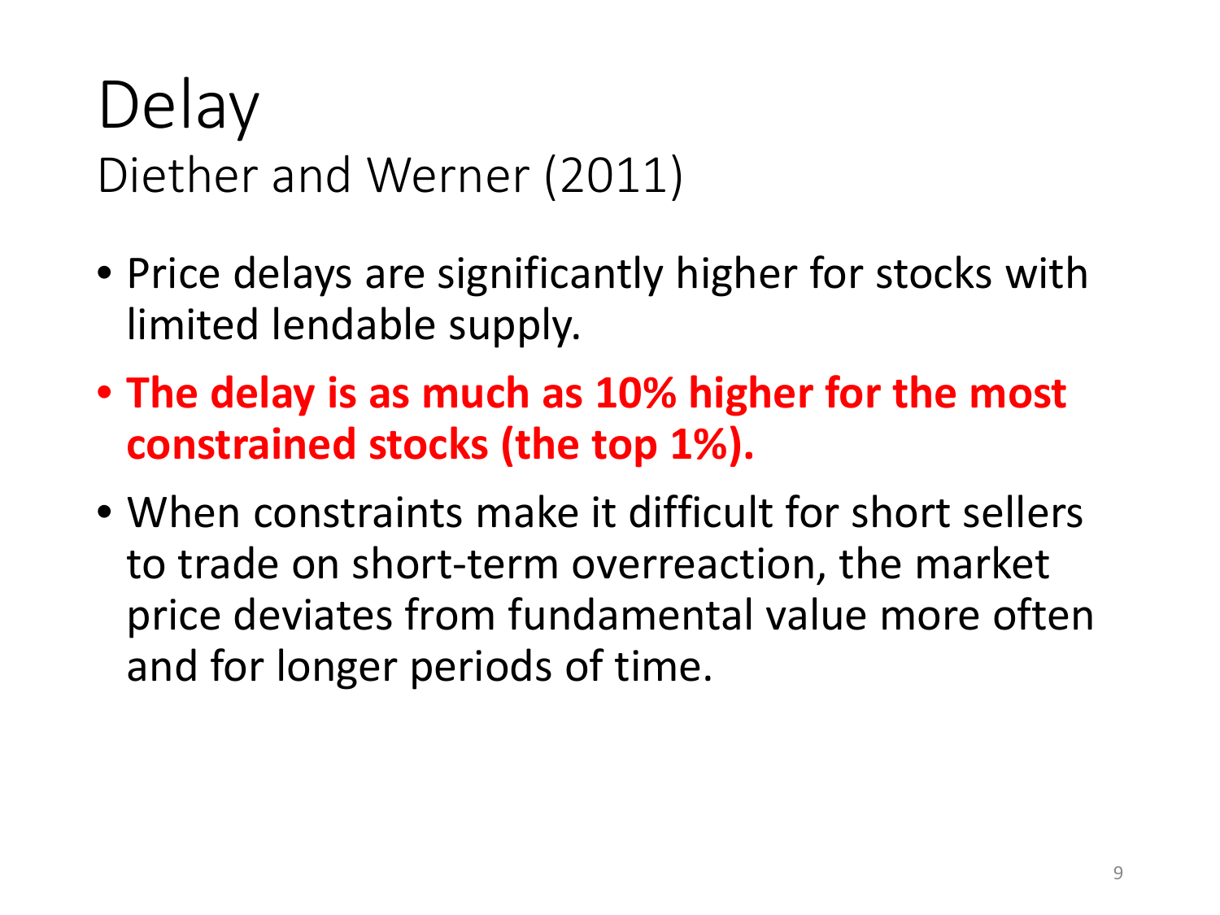# Delay

## Diether and Werner (2011)

- Price delays are significantly higher for stocks with limited lendable supply.
- **The delay is as much as 10% higher for the most constrained stocks (the top 1%).**
- When constraints make it difficult for short sellers to trade on short-term overreaction, the market price deviates from fundamental value more often and for longer periods of time.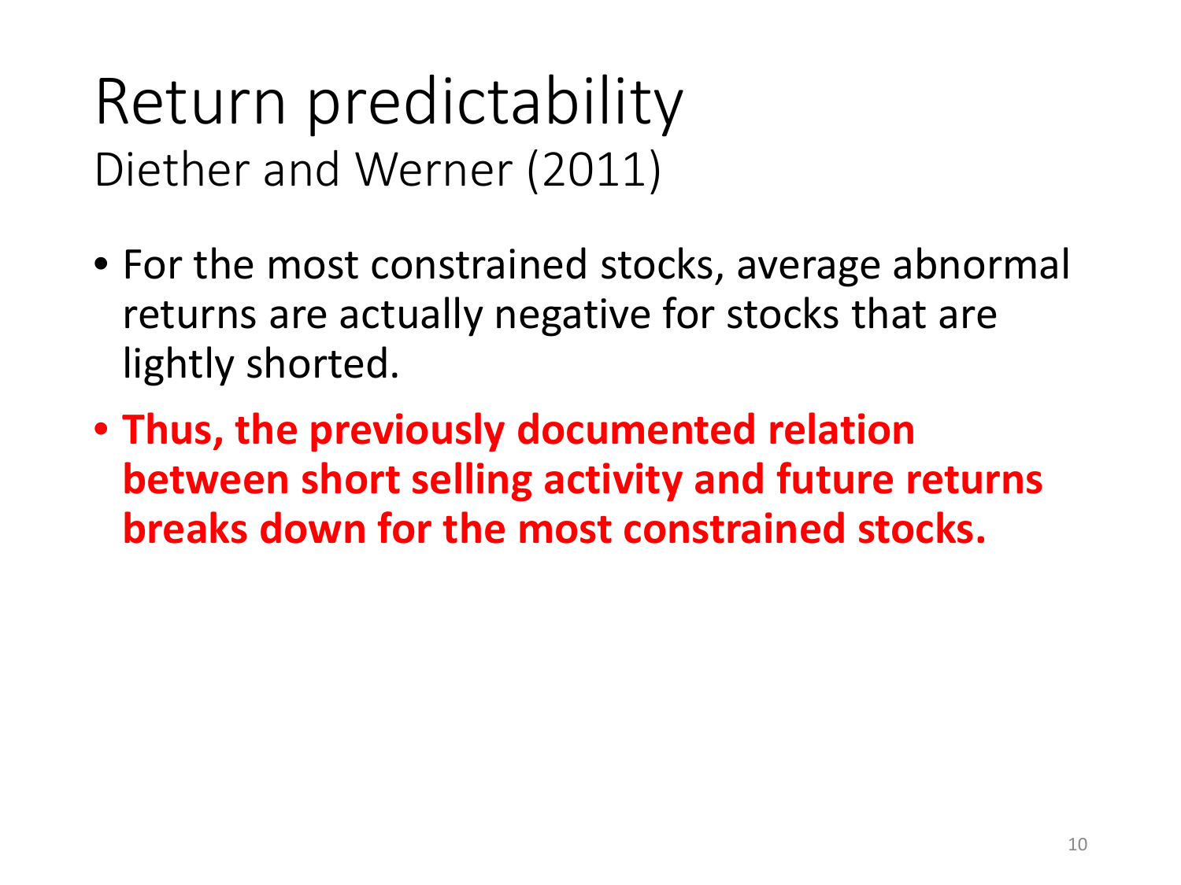# Return predictability

## Diether and Werner (2011)

- For the most constrained stocks, average abnormal returns are actually negative for stocks that are lightly shorted.
- **Thus, the previously documented relation between short selling activity and future returns breaks down for the most constrained stocks.**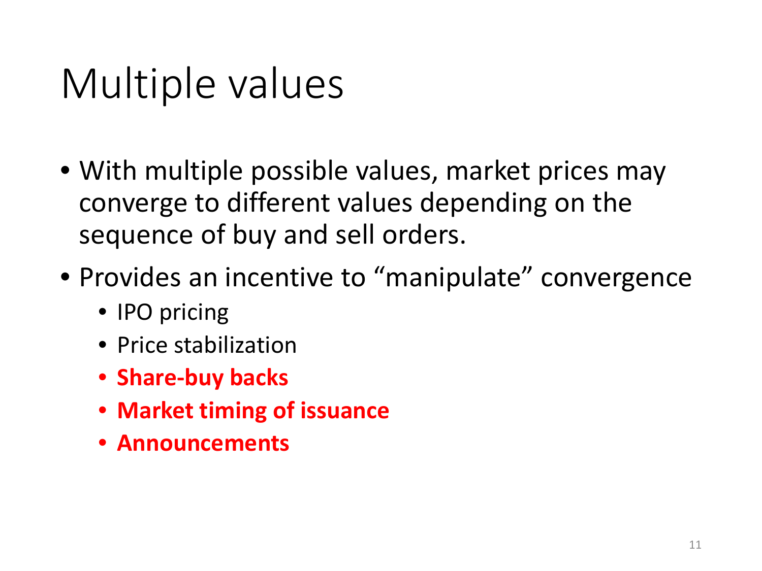# Multiple values

- With multiple possible values, market prices may converge to different values depending on the sequence of buy and sell orders.
- Provides an incentive to "manipulate" convergence
  - IPO pricing
  - Price stabilization
  - **Share-buy backs**
  - **Market timing of issuance**
  - **Announcements**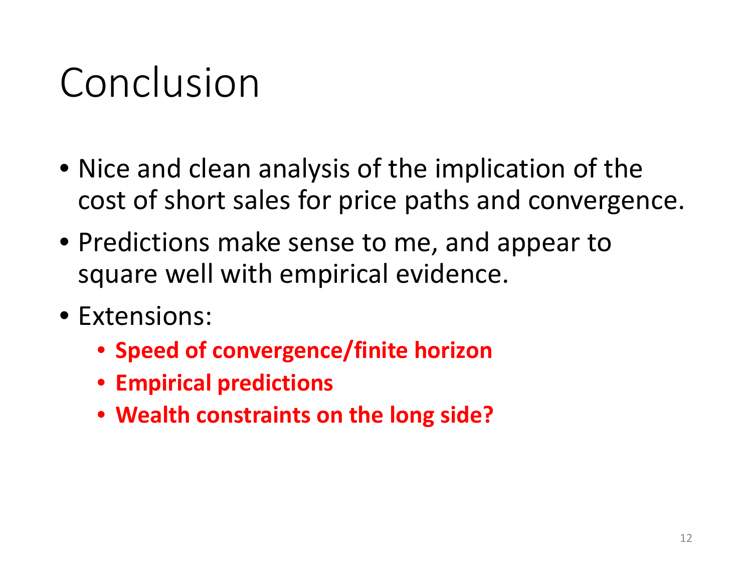# Conclusion

- Nice and clean analysis of the implication of the cost of short sales for price paths and convergence.
- Predictions make sense to me, and appear to square well with empirical evidence.
- Extensions:
  - **Speed of convergence/finite horizon**
  - **Empirical predictions**
  - **Wealth constraints on the long side?**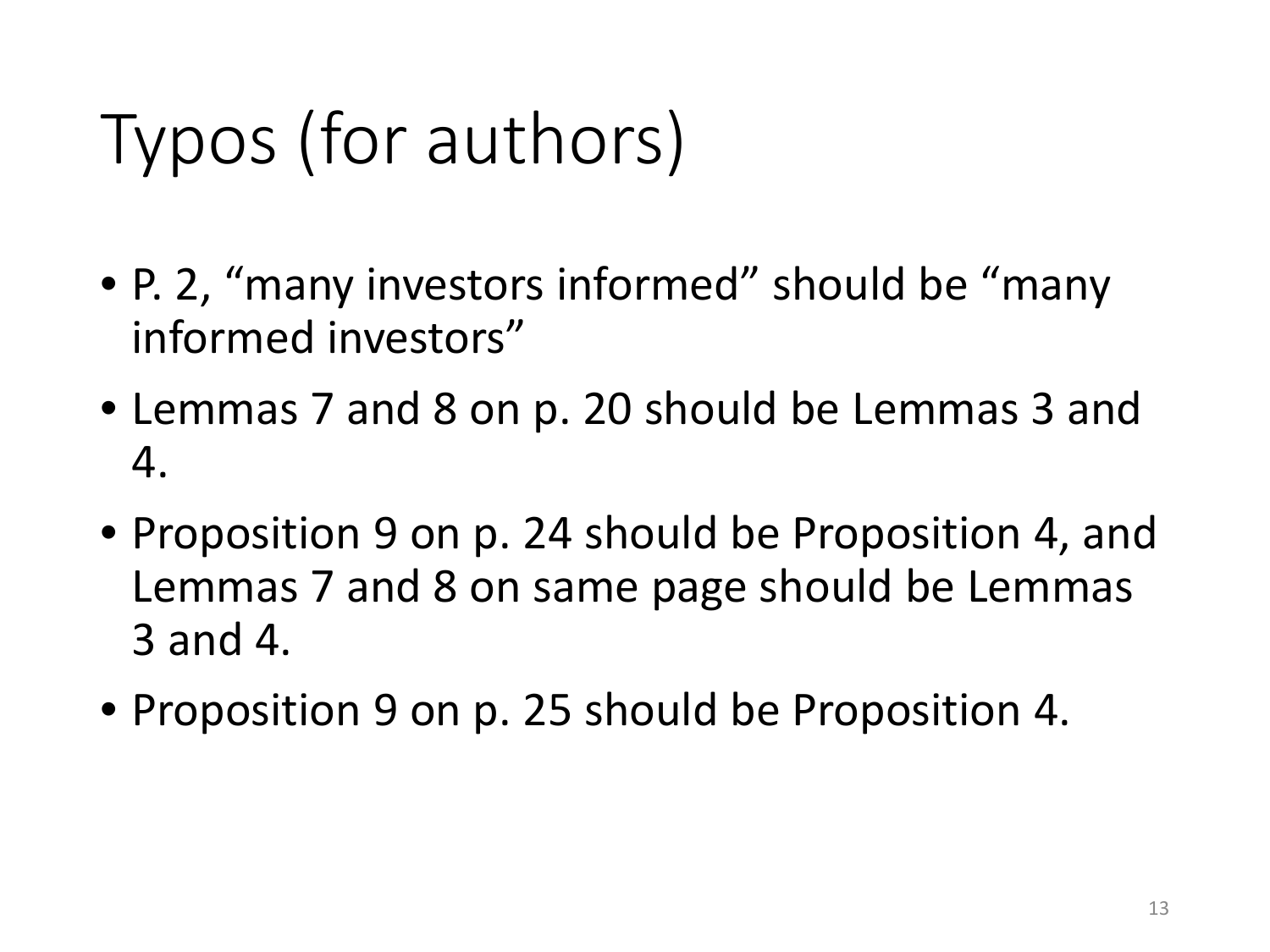# Typos (for authors)

- P. 2, “many investors informed” should be “many informed investors”
- Lemmas 7 and 8 on p. 20 should be Lemmas 3 and 4.
- Proposition 9 on p. 24 should be Proposition 4, and Lemmas 7 and 8 on same page should be Lemmas 3 and 4.
- Proposition 9 on p. 25 should be Proposition 4.